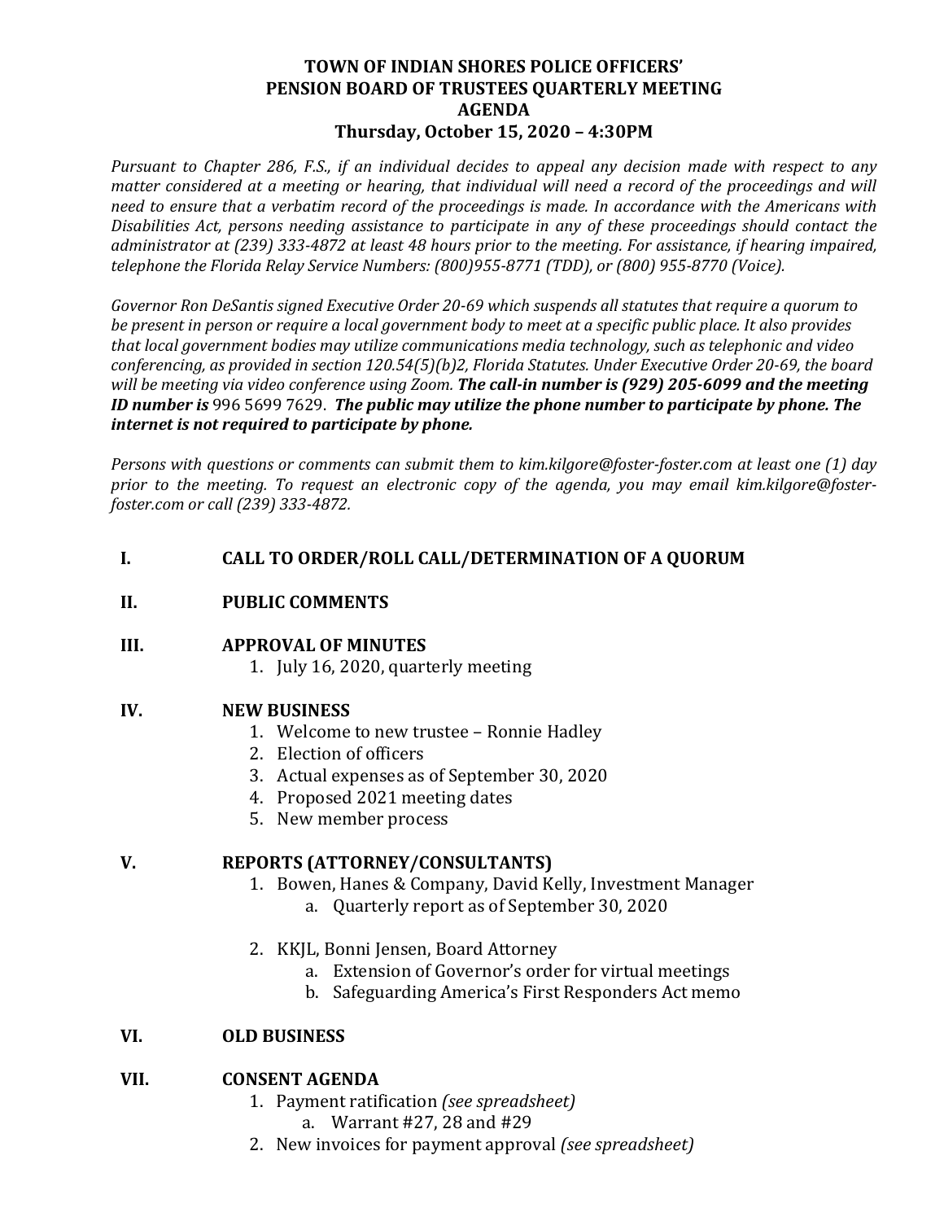# TOWN OF INDIAN SHORES POLICE OFFICERS' PENSION BOARD OF TRUSTEES QUARTERLY MEETING AGENDA

## Thursday, October 15, 2020 – 4:30PM

*Pursuant to Chapter 286, F.S., if an individual decides to appeal any decision made with respect to any matter considered at a meeting or hearing, that individual will need a record of the proceedings and will need to ensure that a verbatim record of the proceedings is made. In accordance with the Americans with Disabilities Act, persons needing assistance to participate in any of these proceedings should contact the administrator at (239) 333-4872 at least 48 hours prior to the meeting. For assistance, if hearing impaired, telephone the Florida Relay Service Numbers: (800)955-8771 (TDD), or (800) 955-8770 (Voice).*

*Governor Ron DeSantis signed Executive Order 20-69 which suspends all statutes that require a quorum to be present in person or require a local government body to meet at a specific public place. It also provides that local government bodies may utilize communications media technology, such as telephonic and video conferencing, as provided in section 120.54(5)(b)2, Florida Statutes. Under Executive Order 20-69, the board will be meeting via video conference using Zoom.* ***The call-in number is (929) 205-6099 and the meeting ID number is*** 996 5699 7629. ***The public may utilize the phone number to participate by phone. The internet is not required to participate by phone.***

*Persons with questions or comments can submit them to kim.kilgore@foster-foster.com at least one (1) day prior to the meeting. To request an electronic copy of the agenda, you may email kim.kilgore@foster-foster.com or call (239) 333-4872.*

**I. CALL TO ORDER/ROLL CALL/DETERMINATION OF A QUORUM**

**II. PUBLIC COMMENTS**

**III. APPROVAL OF MINUTES**

1. July 16, 2020, quarterly meeting

**IV. NEW BUSINESS**

1. Welcome to new trustee – Ronnie Hadley
2. Election of officers
3. Actual expenses as of September 30, 2020
4. Proposed 2021 meeting dates
5. New member process

**V. REPORTS (ATTORNEY/CONSULTANTS)**

1. Bowen, Hanes & Company, David Kelly, Investment Manager
   a. Quarterly report as of September 30, 2020

2. KKJL, Bonni Jensen, Board Attorney
   a. Extension of Governor's order for virtual meetings
   b. Safeguarding America's First Responders Act memo

**VI. OLD BUSINESS**

**VII. CONSENT AGENDA**

1. Payment ratification *(see spreadsheet)*
   a. Warrant #27, 28 and #29
2. New invoices for payment approval *(see spreadsheet)*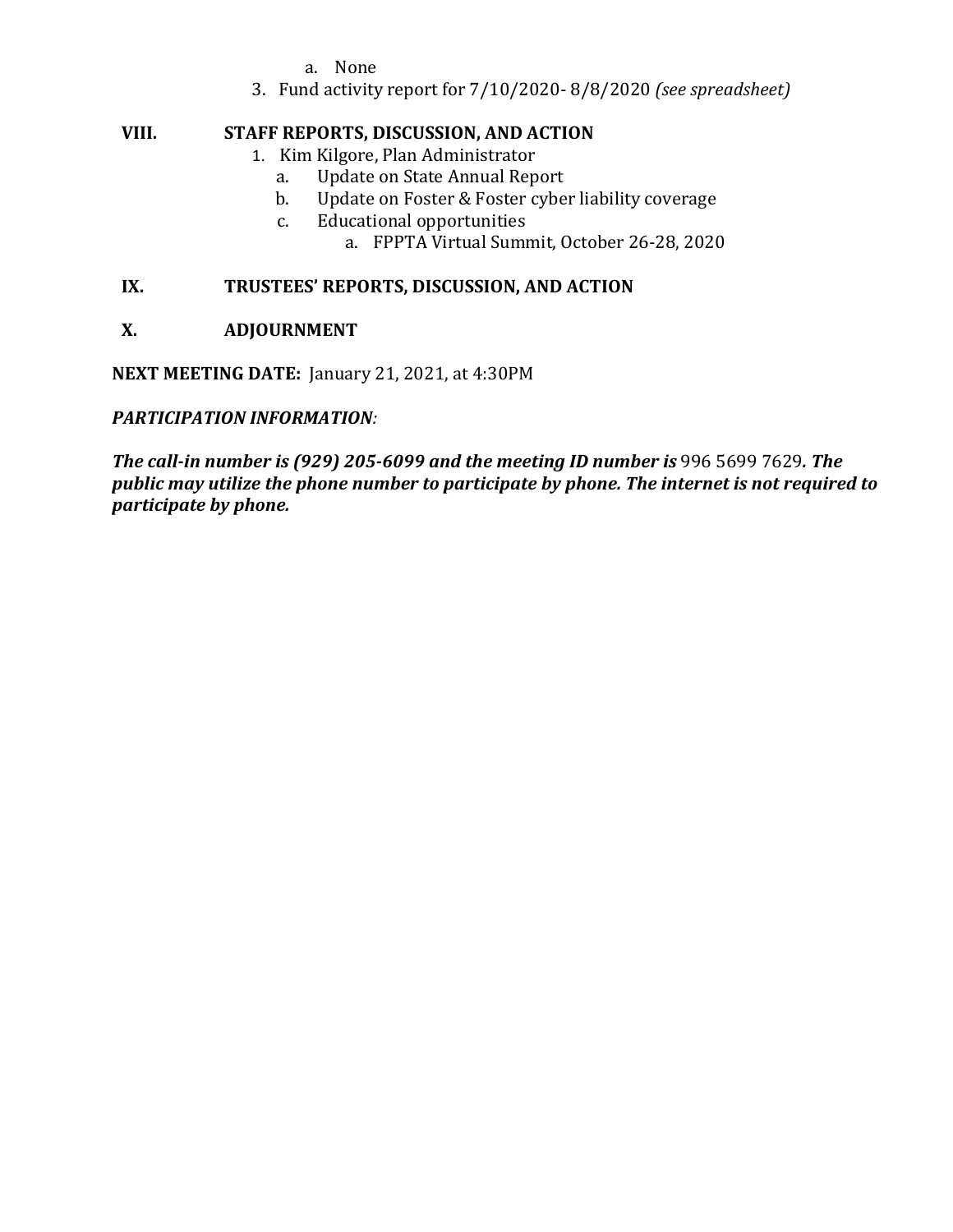a. None
3. Fund activity report for 7/10/2020- 8/8/2020 *(see spreadsheet)*

**VIII. STAFF REPORTS, DISCUSSION, AND ACTION**

1. Kim Kilgore, Plan Administrator
   a. Update on State Annual Report
   b. Update on Foster & Foster cyber liability coverage
   c. Educational opportunities
      a. FPPTA Virtual Summit, October 26-28, 2020

**IX. TRUSTEES' REPORTS, DISCUSSION, AND ACTION**

**X. ADJOURNMENT**

**NEXT MEETING DATE:** January 21, 2021, at 4:30PM

***PARTICIPATION INFORMATION**:*

***The call-in number is (929) 205-6099 and the meeting ID number is*** 996 5699 7629***. The public may utilize the phone number to participate by phone. The internet is not required to participate by phone.***